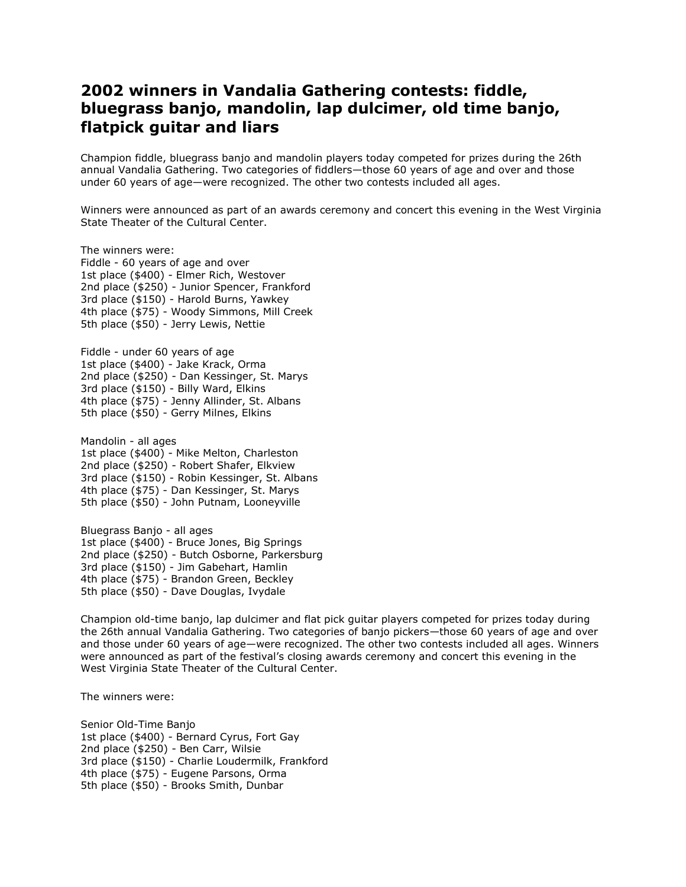# 2002 winners in Vandalia Gathering contests: fiddle, bluegrass banjo, mandolin, lap dulcimer, old time banjo, flatpick guitar and liars

Champion fiddle, bluegrass banjo and mandolin players today competed for prizes during the 26th annual Vandalia Gathering. Two categories of fiddlers—those 60 years of age and over and those under 60 years of age—were recognized. The other two contests included all ages.

Winners were announced as part of an awards ceremony and concert this evening in the West Virginia State Theater of the Cultural Center.

The winners were:
Fiddle - 60 years of age and over
1st place ($400) - Elmer Rich, Westover
2nd place ($250) - Junior Spencer, Frankford
3rd place ($150) - Harold Burns, Yawkey
4th place ($75) - Woody Simmons, Mill Creek
5th place ($50) - Jerry Lewis, Nettie

Fiddle - under 60 years of age
1st place ($400) - Jake Krack, Orma
2nd place ($250) - Dan Kessinger, St. Marys
3rd place ($150) - Billy Ward, Elkins
4th place ($75) - Jenny Allinder, St. Albans
5th place ($50) - Gerry Milnes, Elkins

Mandolin - all ages
1st place ($400) - Mike Melton, Charleston
2nd place ($250) - Robert Shafer, Elkview
3rd place ($150) - Robin Kessinger, St. Albans
4th place ($75) - Dan Kessinger, St. Marys
5th place ($50) - John Putnam, Looneyville

Bluegrass Banjo - all ages
1st place ($400) - Bruce Jones, Big Springs
2nd place ($250) - Butch Osborne, Parkersburg
3rd place ($150) - Jim Gabehart, Hamlin
4th place ($75) - Brandon Green, Beckley
5th place ($50) - Dave Douglas, Ivydale

Champion old-time banjo, lap dulcimer and flat pick guitar players competed for prizes today during the 26th annual Vandalia Gathering. Two categories of banjo pickers—those 60 years of age and over and those under 60 years of age—were recognized. The other two contests included all ages. Winners were announced as part of the festival's closing awards ceremony and concert this evening in the West Virginia State Theater of the Cultural Center.

The winners were:

Senior Old-Time Banjo
1st place ($400) - Bernard Cyrus, Fort Gay
2nd place ($250) - Ben Carr, Wilsie
3rd place ($150) - Charlie Loudermilk, Frankford
4th place ($75) - Eugene Parsons, Orma
5th place ($50) - Brooks Smith, Dunbar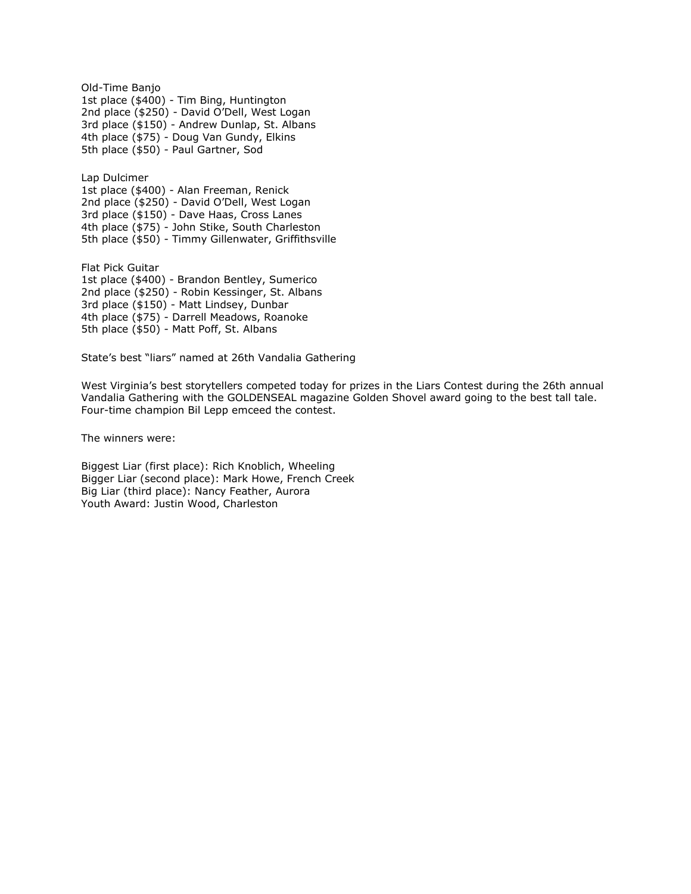Old-Time Banjo
1st place ($400) - Tim Bing, Huntington
2nd place ($250) - David O'Dell, West Logan
3rd place ($150) - Andrew Dunlap, St. Albans
4th place ($75) - Doug Van Gundy, Elkins
5th place ($50) - Paul Gartner, Sod

Lap Dulcimer
1st place ($400) - Alan Freeman, Renick
2nd place ($250) - David O'Dell, West Logan
3rd place ($150) - Dave Haas, Cross Lanes
4th place ($75) - John Stike, South Charleston
5th place ($50) - Timmy Gillenwater, Griffithsville

Flat Pick Guitar
1st place ($400) - Brandon Bentley, Sumerico
2nd place ($250) - Robin Kessinger, St. Albans
3rd place ($150) - Matt Lindsey, Dunbar
4th place ($75) - Darrell Meadows, Roanoke
5th place ($50) - Matt Poff, St. Albans

State's best "liars" named at 26th Vandalia Gathering

West Virginia's best storytellers competed today for prizes in the Liars Contest during the 26th annual Vandalia Gathering with the GOLDENSEAL magazine Golden Shovel award going to the best tall tale. Four-time champion Bil Lepp emceed the contest.

The winners were:

Biggest Liar (first place): Rich Knoblich, Wheeling
Bigger Liar (second place): Mark Howe, French Creek
Big Liar (third place): Nancy Feather, Aurora
Youth Award: Justin Wood, Charleston